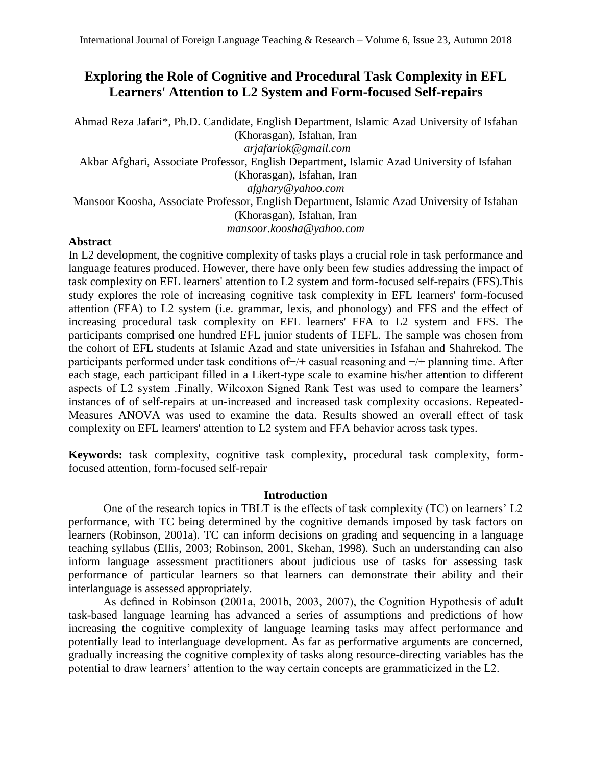# Exploring the Role of Cognitive and Procedural Task Complexity in EFL Learners' Attention to L2 System and Form-focused Self-repairs

Ahmad Reza Jafari*, Ph.D. Candidate, English Department, Islamic Azad University of Isfahan (Khorasgan), Isfahan, Iran
*arjafariok@gmail.com*
Akbar Afghari, Associate Professor, English Department, Islamic Azad University of Isfahan (Khorasgan), Isfahan, Iran
*afghary@yahoo.com*
Mansoor Koosha, Associate Professor, English Department, Islamic Azad University of Isfahan (Khorasgan), Isfahan, Iran
*mansoor.koosha@yahoo.com*

## Abstract

In L2 development, the cognitive complexity of tasks plays a crucial role in task performance and language features produced. However, there have only been few studies addressing the impact of task complexity on EFL learners' attention to L2 system and form-focused self-repairs (FFS).This study explores the role of increasing cognitive task complexity in EFL learners' form-focused attention (FFA) to L2 system (i.e. grammar, lexis, and phonology) and FFS and the effect of increasing procedural task complexity on EFL learners' FFA to L2 system and FFS. The participants comprised one hundred EFL junior students of TEFL. The sample was chosen from the cohort of EFL students at Islamic Azad and state universities in Isfahan and Shahrekod. The participants performed under task conditions of−/+ casual reasoning and −/+ planning time. After each stage, each participant filled in a Likert-type scale to examine his/her attention to different aspects of L2 system .Finally, Wilcoxon Signed Rank Test was used to compare the learners' instances of of self-repairs at un-increased and increased task complexity occasions. Repeated-Measures ANOVA was used to examine the data. Results showed an overall effect of task complexity on EFL learners' attention to L2 system and FFA behavior across task types.

**Keywords:** task complexity, cognitive task complexity, procedural task complexity, form-focused attention, form-focused self-repair

## Introduction

One of the research topics in TBLT is the effects of task complexity (TC) on learners' L2 performance, with TC being determined by the cognitive demands imposed by task factors on learners (Robinson, 2001a). TC can inform decisions on grading and sequencing in a language teaching syllabus (Ellis, 2003; Robinson, 2001, Skehan, 1998). Such an understanding can also inform language assessment practitioners about judicious use of tasks for assessing task performance of particular learners so that learners can demonstrate their ability and their interlanguage is assessed appropriately.

As defined in Robinson (2001a, 2001b, 2003, 2007), the Cognition Hypothesis of adult task-based language learning has advanced a series of assumptions and predictions of how increasing the cognitive complexity of language learning tasks may affect performance and potentially lead to interlanguage development. As far as performative arguments are concerned, gradually increasing the cognitive complexity of tasks along resource-directing variables has the potential to draw learners' attention to the way certain concepts are grammaticized in the L2.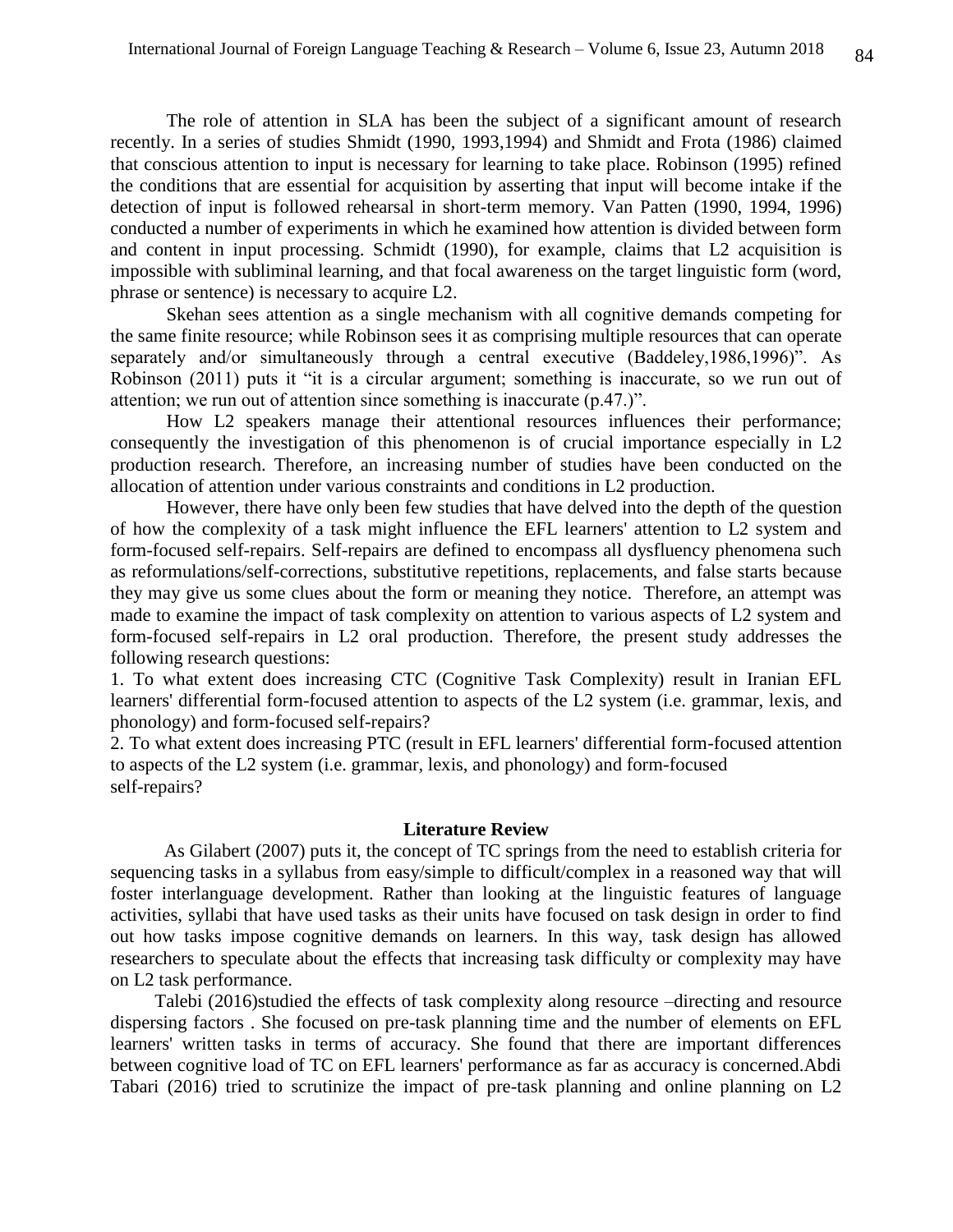The role of attention in SLA has been the subject of a significant amount of research recently. In a series of studies Shmidt (1990, 1993,1994) and Shmidt and Frota (1986) claimed that conscious attention to input is necessary for learning to take place. Robinson (1995) refined the conditions that are essential for acquisition by asserting that input will become intake if the detection of input is followed rehearsal in short-term memory. Van Patten (1990, 1994, 1996) conducted a number of experiments in which he examined how attention is divided between form and content in input processing. Schmidt (1990), for example, claims that L2 acquisition is impossible with subliminal learning, and that focal awareness on the target linguistic form (word, phrase or sentence) is necessary to acquire L2.

Skehan sees attention as a single mechanism with all cognitive demands competing for the same finite resource; while Robinson sees it as comprising multiple resources that can operate separately and/or simultaneously through a central executive (Baddeley,1986,1996)". As Robinson (2011) puts it "it is a circular argument; something is inaccurate, so we run out of attention; we run out of attention since something is inaccurate (p.47.)".

How L2 speakers manage their attentional resources influences their performance; consequently the investigation of this phenomenon is of crucial importance especially in L2 production research. Therefore, an increasing number of studies have been conducted on the allocation of attention under various constraints and conditions in L2 production.

However, there have only been few studies that have delved into the depth of the question of how the complexity of a task might influence the EFL learners' attention to L2 system and form-focused self-repairs. Self-repairs are defined to encompass all dysfluency phenomena such as reformulations/self-corrections, substitutive repetitions, replacements, and false starts because they may give us some clues about the form or meaning they notice. Therefore, an attempt was made to examine the impact of task complexity on attention to various aspects of L2 system and form-focused self-repairs in L2 oral production. Therefore, the present study addresses the following research questions:

1. To what extent does increasing CTC (Cognitive Task Complexity) result in Iranian EFL learners' differential form-focused attention to aspects of the L2 system (i.e. grammar, lexis, and phonology) and form-focused self-repairs?
2. To what extent does increasing PTC (result in EFL learners' differential form-focused attention to aspects of the L2 system (i.e. grammar, lexis, and phonology) and form-focused self-repairs?

## Literature Review

As Gilabert (2007) puts it, the concept of TC springs from the need to establish criteria for sequencing tasks in a syllabus from easy/simple to difficult/complex in a reasoned way that will foster interlanguage development. Rather than looking at the linguistic features of language activities, syllabi that have used tasks as their units have focused on task design in order to find out how tasks impose cognitive demands on learners. In this way, task design has allowed researchers to speculate about the effects that increasing task difficulty or complexity may have on L2 task performance.

Talebi (2016)studied the effects of task complexity along resource –directing and resource dispersing factors . She focused on pre-task planning time and the number of elements on EFL learners' written tasks in terms of accuracy. She found that there are important differences between cognitive load of TC on EFL learners' performance as far as accuracy is concerned.Abdi Tabari (2016) tried to scrutinize the impact of pre-task planning and online planning on L2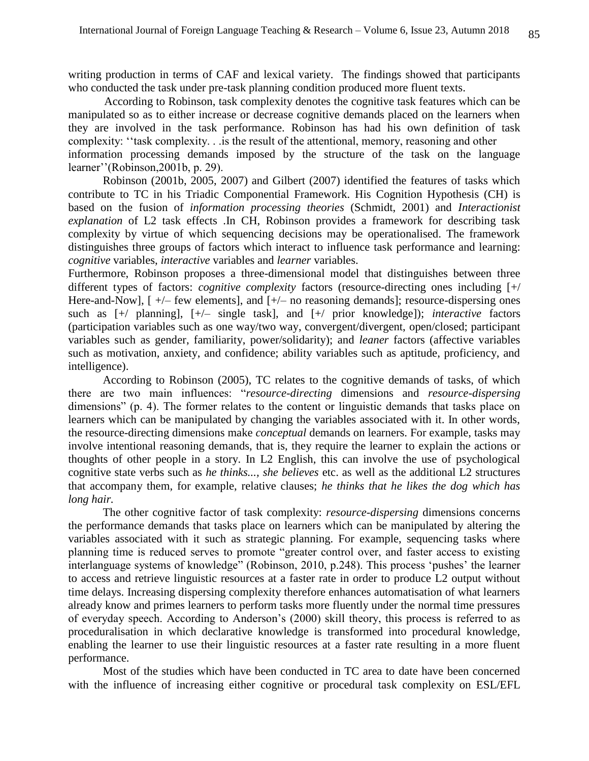writing production in terms of CAF and lexical variety. The findings showed that participants who conducted the task under pre-task planning condition produced more fluent texts.

According to Robinson, task complexity denotes the cognitive task features which can be manipulated so as to either increase or decrease cognitive demands placed on the learners when they are involved in the task performance. Robinson has had his own definition of task complexity: ''task complexity. . .is the result of the attentional, memory, reasoning and other information processing demands imposed by the structure of the task on the language learner''(Robinson,2001b, p. 29).

Robinson (2001b, 2005, 2007) and Gilbert (2007) identified the features of tasks which contribute to TC in his Triadic Componential Framework. His Cognition Hypothesis (CH) is based on the fusion of *information processing theories* (Schmidt, 2001) and *Interactionist explanation* of L2 task effects .In CH, Robinson provides a framework for describing task complexity by virtue of which sequencing decisions may be operationalised. The framework distinguishes three groups of factors which interact to influence task performance and learning: *cognitive* variables, *interactive* variables and *learner* variables.

Furthermore, Robinson proposes a three-dimensional model that distinguishes between three different types of factors: *cognitive complexity* factors (resource-directing ones including [+/ Here-and-Now], [ +/– few elements], and [+/– no reasoning demands]; resource-dispersing ones such as [+/ planning], [+/– single task], and [+/ prior knowledge]); *interactive* factors (participation variables such as one way/two way, convergent/divergent, open/closed; participant variables such as gender, familiarity, power/solidarity); and *leaner* factors (affective variables such as motivation, anxiety, and confidence; ability variables such as aptitude, proficiency, and intelligence).

According to Robinson (2005), TC relates to the cognitive demands of tasks, of which there are two main influences: "*resource-directing* dimensions and *resource-dispersing* dimensions" (p. 4). The former relates to the content or linguistic demands that tasks place on learners which can be manipulated by changing the variables associated with it. In other words, the resource-directing dimensions make *conceptual* demands on learners. For example, tasks may involve intentional reasoning demands, that is, they require the learner to explain the actions or thoughts of other people in a story. In L2 English, this can involve the use of psychological cognitive state verbs such as *he thinks..., she believes* etc. as well as the additional L2 structures that accompany them, for example, relative clauses; *he thinks that he likes the dog which has long hair.*

The other cognitive factor of task complexity: *resource-dispersing* dimensions concerns the performance demands that tasks place on learners which can be manipulated by altering the variables associated with it such as strategic planning. For example, sequencing tasks where planning time is reduced serves to promote "greater control over, and faster access to existing interlanguage systems of knowledge" (Robinson, 2010, p.248). This process 'pushes' the learner to access and retrieve linguistic resources at a faster rate in order to produce L2 output without time delays. Increasing dispersing complexity therefore enhances automatisation of what learners already know and primes learners to perform tasks more fluently under the normal time pressures of everyday speech. According to Anderson's (2000) skill theory, this process is referred to as proceduralisation in which declarative knowledge is transformed into procedural knowledge, enabling the learner to use their linguistic resources at a faster rate resulting in a more fluent performance.

Most of the studies which have been conducted in TC area to date have been concerned with the influence of increasing either cognitive or procedural task complexity on ESL/EFL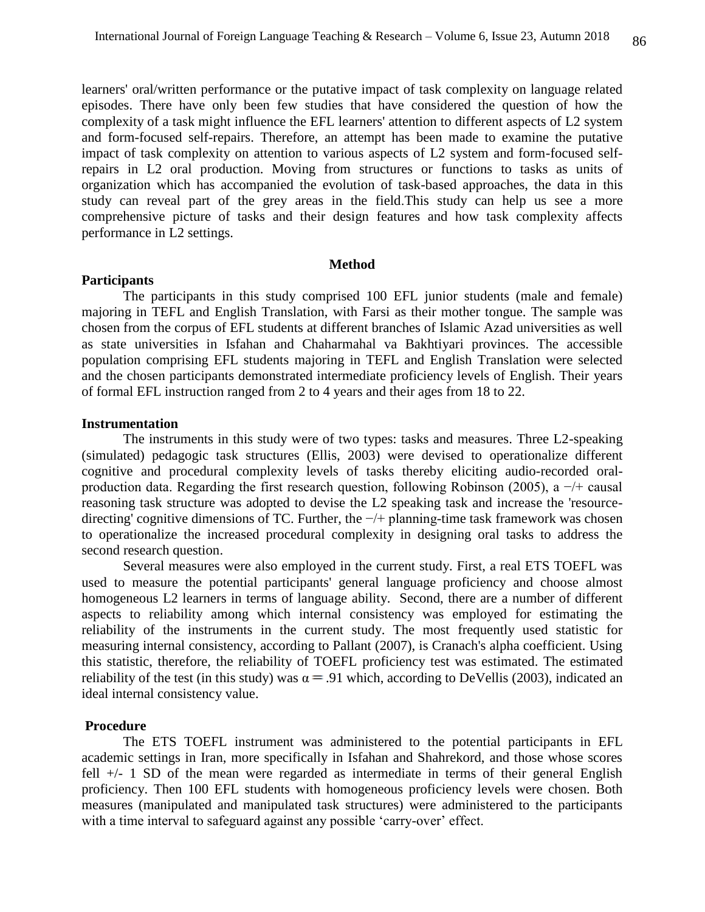learners' oral/written performance or the putative impact of task complexity on language related episodes. There have only been few studies that have considered the question of how the complexity of a task might influence the EFL learners' attention to different aspects of L2 system and form-focused self-repairs. Therefore, an attempt has been made to examine the putative impact of task complexity on attention to various aspects of L2 system and form-focused self-repairs in L2 oral production. Moving from structures or functions to tasks as units of organization which has accompanied the evolution of task-based approaches, the data in this study can reveal part of the grey areas in the field.This study can help us see a more comprehensive picture of tasks and their design features and how task complexity affects performance in L2 settings.

## Method

### Participants

The participants in this study comprised 100 EFL junior students (male and female) majoring in TEFL and English Translation, with Farsi as their mother tongue. The sample was chosen from the corpus of EFL students at different branches of Islamic Azad universities as well as state universities in Isfahan and Chaharmahal va Bakhtiyari provinces. The accessible population comprising EFL students majoring in TEFL and English Translation were selected and the chosen participants demonstrated intermediate proficiency levels of English. Their years of formal EFL instruction ranged from 2 to 4 years and their ages from 18 to 22.

### Instrumentation

The instruments in this study were of two types: tasks and measures. Three L2-speaking (simulated) pedagogic task structures (Ellis, 2003) were devised to operationalize different cognitive and procedural complexity levels of tasks thereby eliciting audio-recorded oral-production data. Regarding the first research question, following Robinson (2005), a −/+ causal reasoning task structure was adopted to devise the L2 speaking task and increase the 'resource-directing' cognitive dimensions of TC. Further, the −/+ planning-time task framework was chosen to operationalize the increased procedural complexity in designing oral tasks to address the second research question.

Several measures were also employed in the current study. First, a real ETS TOEFL was used to measure the potential participants' general language proficiency and choose almost homogeneous L2 learners in terms of language ability. Second, there are a number of different aspects to reliability among which internal consistency was employed for estimating the reliability of the instruments in the current study. The most frequently used statistic for measuring internal consistency, according to Pallant (2007), is Cranach's alpha coefficient. Using this statistic, therefore, the reliability of TOEFL proficiency test was estimated. The estimated reliability of the test (in this study) was $\alpha = .91$ which, according to DeVellis (2003), indicated an ideal internal consistency value.

### Procedure

The ETS TOEFL instrument was administered to the potential participants in EFL academic settings in Iran, more specifically in Isfahan and Shahrekord, and those whose scores fell +/- 1 SD of the mean were regarded as intermediate in terms of their general English proficiency. Then 100 EFL students with homogeneous proficiency levels were chosen. Both measures (manipulated and manipulated task structures) were administered to the participants with a time interval to safeguard against any possible 'carry-over' effect.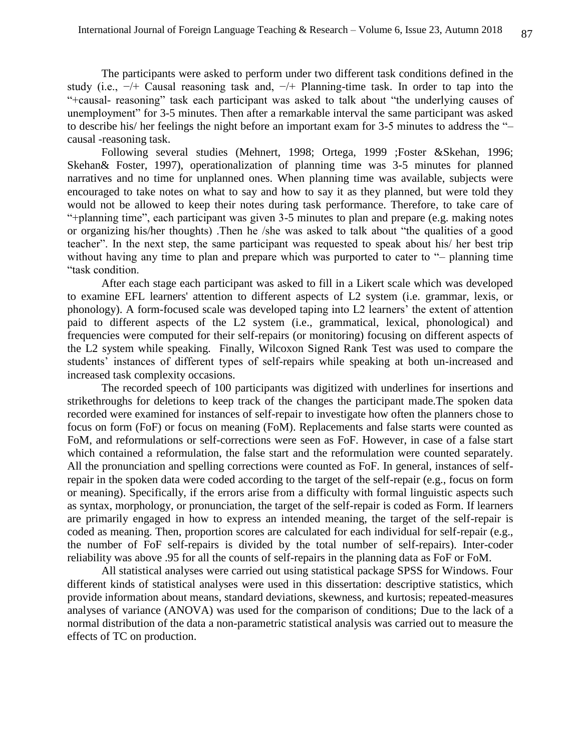The participants were asked to perform under two different task conditions defined in the study (i.e., −/+ Causal reasoning task and, −/+ Planning-time task. In order to tap into the “+causal- reasoning” task each participant was asked to talk about “the underlying causes of unemployment” for 3-5 minutes. Then after a remarkable interval the same participant was asked to describe his/ her feelings the night before an important exam for 3-5 minutes to address the “–causal -reasoning task.

Following several studies (Mehnert, 1998; Ortega, 1999 ;Foster &Skehan, 1996; Skehan& Foster, 1997), operationalization of planning time was 3-5 minutes for planned narratives and no time for unplanned ones. When planning time was available, subjects were encouraged to take notes on what to say and how to say it as they planned, but were told they would not be allowed to keep their notes during task performance. Therefore, to take care of “+planning time”, each participant was given 3-5 minutes to plan and prepare (e.g. making notes or organizing his/her thoughts) .Then he /she was asked to talk about “the qualities of a good teacher”. In the next step, the same participant was requested to speak about his/ her best trip without having any time to plan and prepare which was purported to cater to “– planning time “task condition.

After each stage each participant was asked to fill in a Likert scale which was developed to examine EFL learners' attention to different aspects of L2 system (i.e. grammar, lexis, or phonology). A form-focused scale was developed taping into L2 learners’ the extent of attention paid to different aspects of the L2 system (i.e., grammatical, lexical, phonological) and frequencies were computed for their self-repairs (or monitoring) focusing on different aspects of the L2 system while speaking. Finally, Wilcoxon Signed Rank Test was used to compare the students’ instances of different types of self-repairs while speaking at both un-increased and increased task complexity occasions.

The recorded speech of 100 participants was digitized with underlines for insertions and strikethroughs for deletions to keep track of the changes the participant made.The spoken data recorded were examined for instances of self-repair to investigate how often the planners chose to focus on form (FoF) or focus on meaning (FoM). Replacements and false starts were counted as FoM, and reformulations or self-corrections were seen as FoF. However, in case of a false start which contained a reformulation, the false start and the reformulation were counted separately. All the pronunciation and spelling corrections were counted as FoF. In general, instances of self-repair in the spoken data were coded according to the target of the self-repair (e.g., focus on form or meaning). Specifically, if the errors arise from a difficulty with formal linguistic aspects such as syntax, morphology, or pronunciation, the target of the self-repair is coded as Form. If learners are primarily engaged in how to express an intended meaning, the target of the self-repair is coded as meaning. Then, proportion scores are calculated for each individual for self-repair (e.g., the number of FoF self-repairs is divided by the total number of self-repairs). Inter-coder reliability was above .95 for all the counts of self-repairs in the planning data as FoF or FoM.

All statistical analyses were carried out using statistical package SPSS for Windows. Four different kinds of statistical analyses were used in this dissertation: descriptive statistics, which provide information about means, standard deviations, skewness, and kurtosis; repeated-measures analyses of variance (ANOVA) was used for the comparison of conditions; Due to the lack of a normal distribution of the data a non-parametric statistical analysis was carried out to measure the effects of TC on production.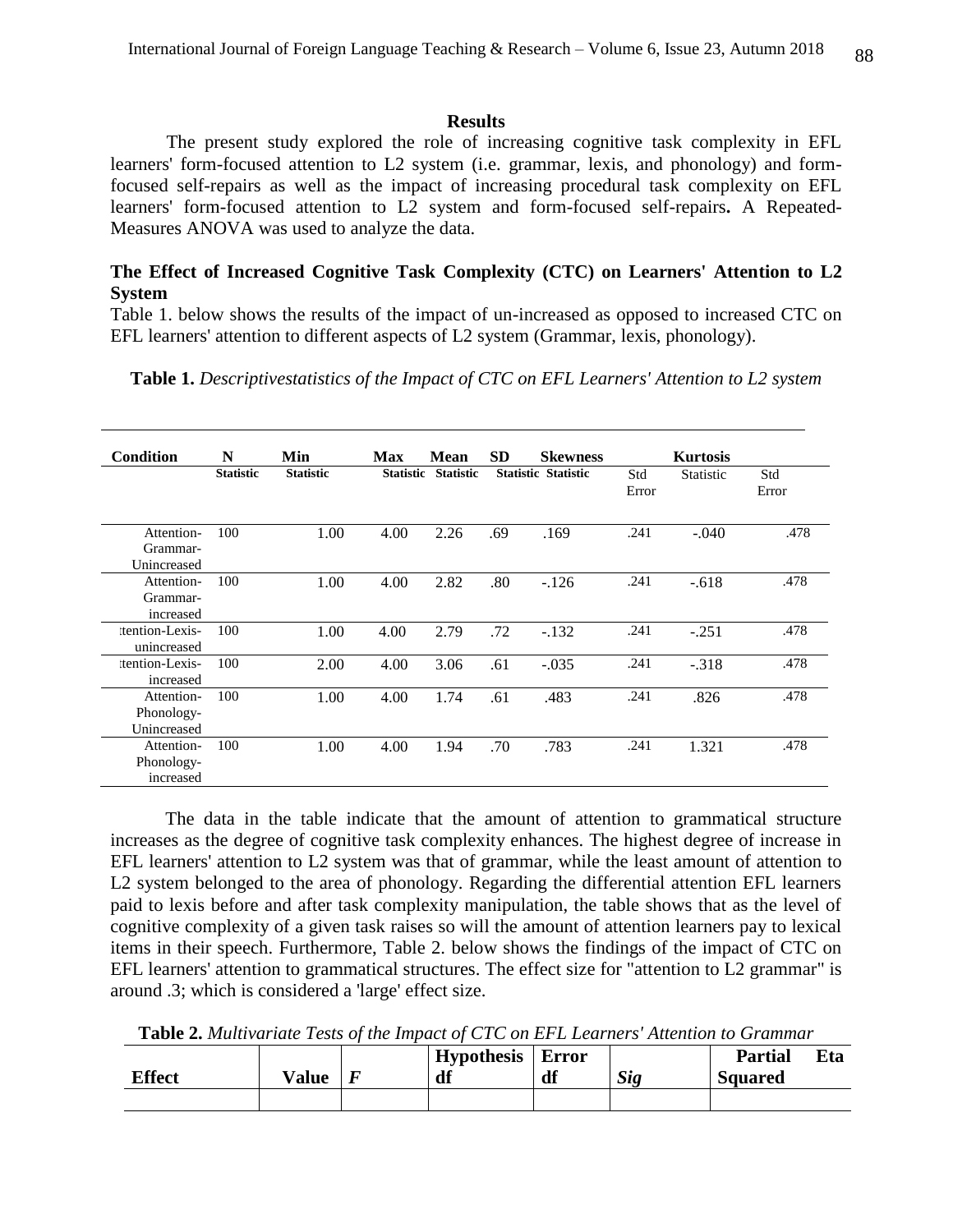## Results

The present study explored the role of increasing cognitive task complexity in EFL learners' form-focused attention to L2 system (i.e. grammar, lexis, and phonology) and form-focused self-repairs as well as the impact of increasing procedural task complexity on EFL learners' form-focused attention to L2 system and form-focused self-repairs**.** A Repeated-Measures ANOVA was used to analyze the data.

### The Effect of Increased Cognitive Task Complexity (CTC) on Learners' Attention to L2 System

Table 1. below shows the results of the impact of un-increased as opposed to increased CTC on EFL learners' attention to different aspects of L2 system (Grammar, lexis, phonology).

**Table 1.** *Descriptivestatistics of the Impact of CTC on EFL Learners' Attention to L2 system*

| Condition | N | Min | Max | Mean | SD | Skewness | | Kurtosis | |
|---|---|---|---|---|---|---|---|---|---|
| | Statistic | Statistic | Statistic | Statistic | Statistic | Statistic | Std Error | Statistic | Std Error |
| Attention-Grammar-Unincreased | 100 | 1.00 | 4.00 | 2.26 | .69 | .169 | .241 | -.040 | .478 |
| Attention-Grammar-increased | 100 | 1.00 | 4.00 | 2.82 | .80 | -.126 | .241 | -.618 | .478 |
| ttention-Lexis-unincreased | 100 | 1.00 | 4.00 | 2.79 | .72 | -.132 | .241 | -.251 | .478 |
| ttention-Lexis-increased | 100 | 2.00 | 4.00 | 3.06 | .61 | -.035 | .241 | -.318 | .478 |
| Attention-Phonology-Unincreased | 100 | 1.00 | 4.00 | 1.74 | .61 | .483 | .241 | .826 | .478 |
| Attention-Phonology-increased | 100 | 1.00 | 4.00 | 1.94 | .70 | .783 | .241 | 1.321 | .478 |

The data in the table indicate that the amount of attention to grammatical structure increases as the degree of cognitive task complexity enhances. The highest degree of increase in EFL learners' attention to L2 system was that of grammar, while the least amount of attention to L2 system belonged to the area of phonology. Regarding the differential attention EFL learners paid to lexis before and after task complexity manipulation, the table shows that as the level of cognitive complexity of a given task raises so will the amount of attention learners pay to lexical items in their speech. Furthermore, Table 2. below shows the findings of the impact of CTC on EFL learners' attention to grammatical structures. The effect size for "attention to L2 grammar" is around .3; which is considered a 'large' effect size.

**Table 2.** *Multivariate Tests of the Impact of CTC on EFL Learners' Attention to Grammar*

| Effect | Value | *F* | Hypothesis df | Error df | *Sig* | Partial Eta Squared |
|---|---|---|---|---|---|---|
| | | | | | | |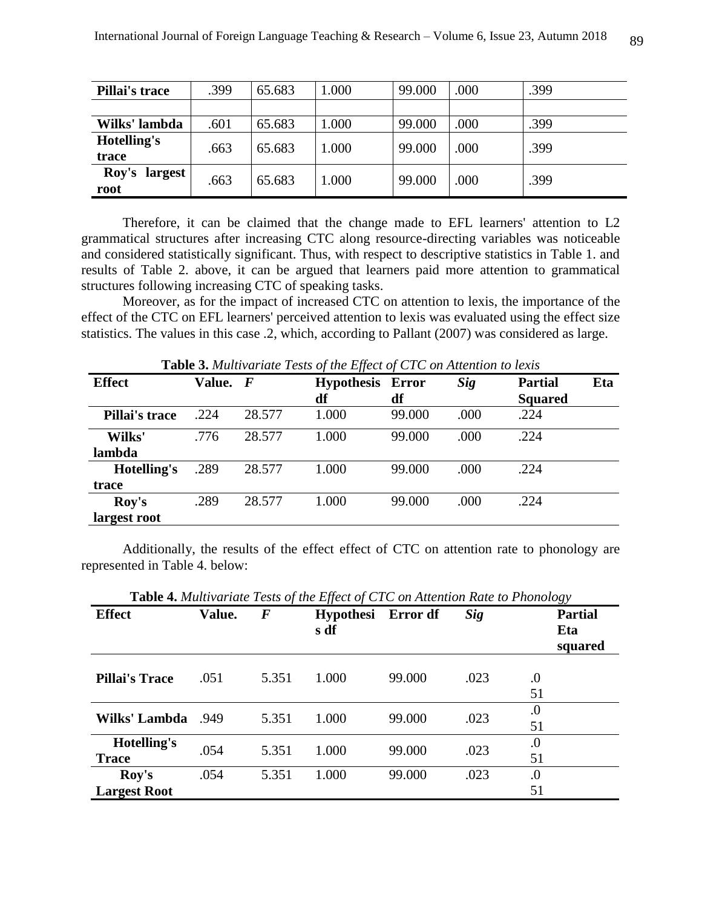| | | | | | | |
|---|---|---|---|---|---|---|
| **Pillai's trace** | .399 | 65.683 | 1.000 | 99.000 | .000 | .399 |
| | | | | | | |
| **Wilks' lambda** | .601 | 65.683 | 1.000 | 99.000 | .000 | .399 |
| **Hotelling's trace** | .663 | 65.683 | 1.000 | 99.000 | .000 | .399 |
| **Roy's largest root** | .663 | 65.683 | 1.000 | 99.000 | .000 | .399 |

Therefore, it can be claimed that the change made to EFL learners' attention to L2 grammatical structures after increasing CTC along resource-directing variables was noticeable and considered statistically significant. Thus, with respect to descriptive statistics in Table 1. and results of Table 2. above, it can be argued that learners paid more attention to grammatical structures following increasing CTC of speaking tasks.

Moreover, as for the impact of increased CTC on attention to lexis, the importance of the effect of the CTC on EFL learners' perceived attention to lexis was evaluated using the effect size statistics. The values in this case .2, which, according to Pallant (2007) was considered as large.

**Table 3.** *Multivariate Tests of the Effect of CTC on Attention to lexis*

| Effect | Value. | *F* | Hypothesis df | Error df | *Sig* | Partial Eta Squared |
|---|---|---|---|---|---|---|
| **Pillai's trace** | .224 | 28.577 | 1.000 | 99.000 | .000 | .224 |
| **Wilks' lambda** | .776 | 28.577 | 1.000 | 99.000 | .000 | .224 |
| **Hotelling's trace** | .289 | 28.577 | 1.000 | 99.000 | .000 | .224 |
| **Roy's largest root** | .289 | 28.577 | 1.000 | 99.000 | .000 | .224 |

Additionally, the results of the effect effect of CTC on attention rate to phonology are represented in Table 4. below:

**Table 4.** *Multivariate Tests of the Effect of CTC on Attention Rate to Phonology*

| Effect | Value. | *F* | Hypothesis df | Error df | *Sig* | Partial Eta squared |
|---|---|---|---|---|---|---|
| **Pillai's Trace** | .051 | 5.351 | 1.000 | 99.000 | .023 | .051 |
| **Wilks' Lambda** | .949 | 5.351 | 1.000 | 99.000 | .023 | .051 |
| **Hotelling's Trace** | .054 | 5.351 | 1.000 | 99.000 | .023 | .051 |
| **Roy's Largest Root** | .054 | 5.351 | 1.000 | 99.000 | .023 | .051 |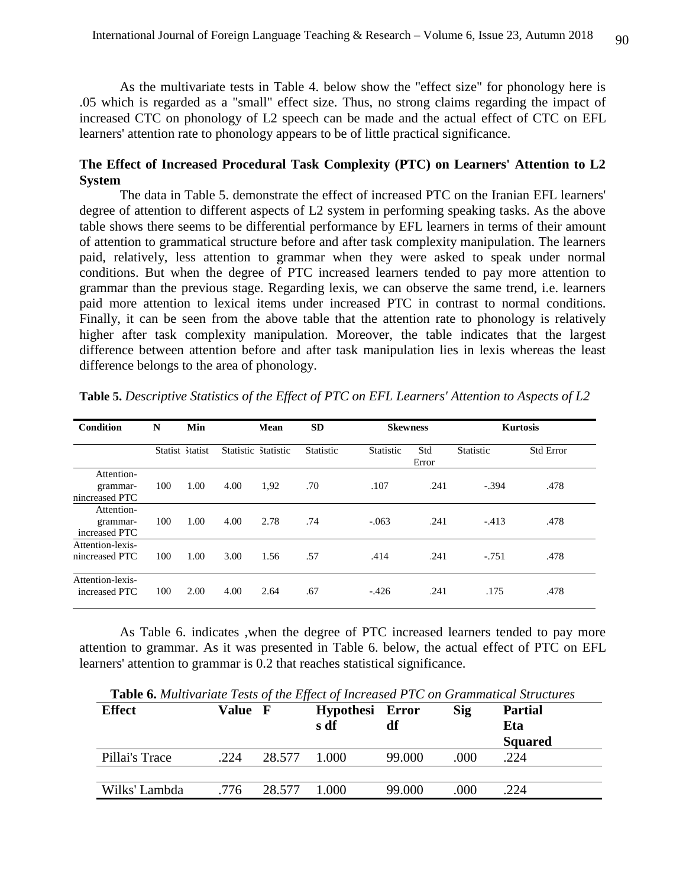As the multivariate tests in Table 4. below show the "effect size" for phonology here is .05 which is regarded as a "small" effect size. Thus, no strong claims regarding the impact of increased CTC on phonology of L2 speech can be made and the actual effect of CTC on EFL learners' attention rate to phonology appears to be of little practical significance.

### The Effect of Increased Procedural Task Complexity (PTC) on Learners' Attention to L2 System

The data in Table 5. demonstrate the effect of increased PTC on the Iranian EFL learners' degree of attention to different aspects of L2 system in performing speaking tasks. As the above table shows there seems to be differential performance by EFL learners in terms of their amount of attention to grammatical structure before and after task complexity manipulation. The learners paid, relatively, less attention to grammar when they were asked to speak under normal conditions. But when the degree of PTC increased learners tended to pay more attention to grammar than the previous stage. Regarding lexis, we can observe the same trend, i.e. learners paid more attention to lexical items under increased PTC in contrast to normal conditions. Finally, it can be seen from the above table that the attention rate to phonology is relatively higher after task complexity manipulation. Moreover, the table indicates that the largest difference between attention before and after task manipulation lies in lexis whereas the least difference belongs to the area of phonology.

**Table 5.** *Descriptive Statistics of the Effect of PTC on EFL Learners' Attention to Aspects of L2*

| Condition | N | Min | | Mean | SD | Skewness | | Kurtosis | |
|---|---|---|---|---|---|---|---|---|---|
| | Statist | Statist | Statistic | Statistic | Statistic | Statistic | Std Error | Statistic | Std Error |
| Attention-grammar-nincreased PTC | 100 | 1.00 | 4.00 | 1,92 | .70 | .107 | .241 | -.394 | .478 |
| Attention-grammar-increased PTC | 100 | 1.00 | 4.00 | 2.78 | .74 | -.063 | .241 | -.413 | .478 |
| Attention-lexis-nincreased PTC | 100 | 1.00 | 3.00 | 1.56 | .57 | .414 | .241 | -.751 | .478 |
| Attention-lexis-increased PTC | 100 | 2.00 | 4.00 | 2.64 | .67 | -.426 | .241 | .175 | .478 |

As Table 6. indicates ,when the degree of PTC increased learners tended to pay more attention to grammar. As it was presented in Table 6. below, the actual effect of PTC on EFL learners' attention to grammar is 0.2 that reaches statistical significance.

**Table 6.** *Multivariate Tests of the Effect of Increased PTC on Grammatical Structures*

| Effect | Value | F | Hypothesis df | Error df | Sig | Partial Eta Squared |
|---|---|---|---|---|---|---|
| Pillai's Trace | .224 | 28.577 | 1.000 | 99.000 | .000 | .224 |
| Wilks' Lambda | .776 | 28.577 | 1.000 | 99.000 | .000 | .224 |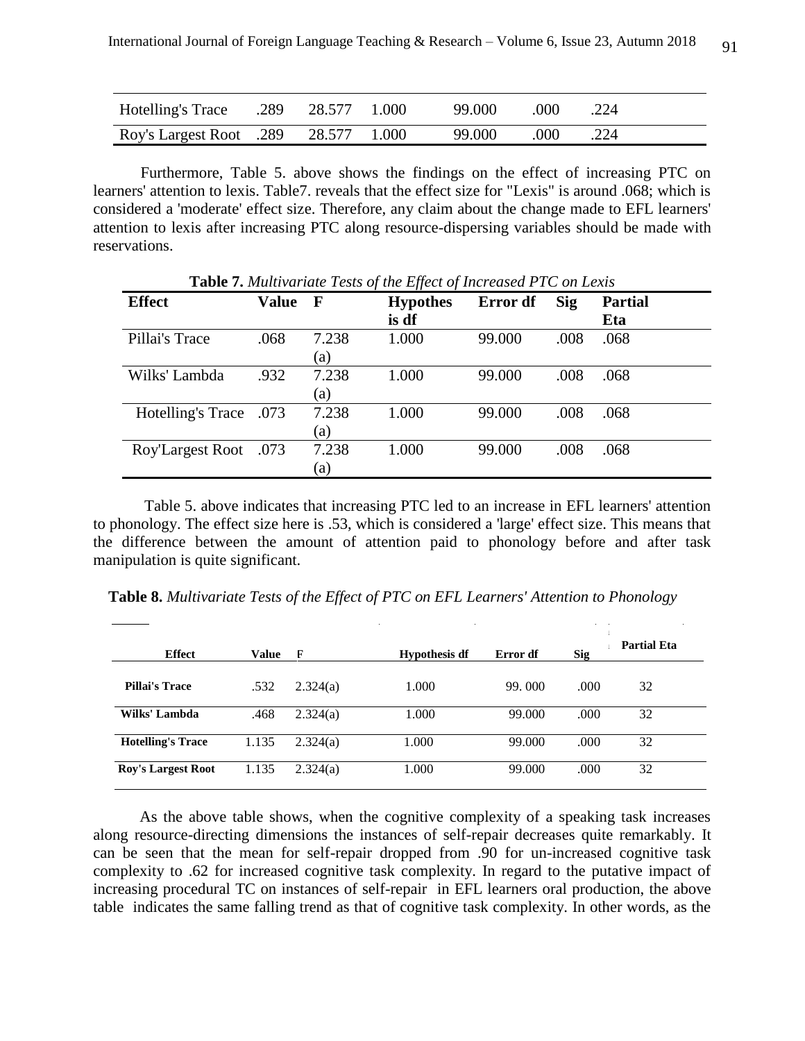| | | | | | | |
|---|---|---|---|---|---|---|
| Hotelling's Trace | .289 | 28.577 | 1.000 | 99.000 | .000 | .224 |
| Roy's Largest Root | .289 | 28.577 | 1.000 | 99.000 | .000 | .224 |

Furthermore, Table 5. above shows the findings on the effect of increasing PTC on learners' attention to lexis. Table7. reveals that the effect size for "Lexis" is around .068; which is considered a 'moderate' effect size. Therefore, any claim about the change made to EFL learners' attention to lexis after increasing PTC along resource-dispersing variables should be made with reservations.

**Table 7.** *Multivariate Tests of the Effect of Increased PTC on Lexis*

| Effect | Value | F | Hypothes is df | Error df | Sig | Partial Eta |
|---|---|---|---|---|---|---|
| Pillai's Trace | .068 | 7.238 (a) | 1.000 | 99.000 | .008 | .068 |
| Wilks' Lambda | .932 | 7.238 (a) | 1.000 | 99.000 | .008 | .068 |
| Hotelling's Trace | .073 | 7.238 (a) | 1.000 | 99.000 | .008 | .068 |
| Roy'Largest Root | .073 | 7.238 (a) | 1.000 | 99.000 | .008 | .068 |

Table 5. above indicates that increasing PTC led to an increase in EFL learners' attention to phonology. The effect size here is .53, which is considered a 'large' effect size. This means that the difference between the amount of attention paid to phonology before and after task manipulation is quite significant.

**Table 8.** *Multivariate Tests of the Effect of PTC on EFL Learners' Attention to Phonology*

| Effect | Value | F | Hypothesis df | Error df | Sig | Partial Eta |
|---|---|---|---|---|---|---|
| **Pillai's Trace** | .532 | 2.324(a) | 1.000 | 99. 000 | .000 | 32 |
| **Wilks' Lambda** | .468 | 2.324(a) | 1.000 | 99.000 | .000 | 32 |
| **Hotelling's Trace** | 1.135 | 2.324(a) | 1.000 | 99.000 | .000 | 32 |
| **Roy's Largest Root** | 1.135 | 2.324(a) | 1.000 | 99.000 | .000 | 32 |

As the above table shows, when the cognitive complexity of a speaking task increases along resource-directing dimensions the instances of self-repair decreases quite remarkably. It can be seen that the mean for self-repair dropped from .90 for un-increased cognitive task complexity to .62 for increased cognitive task complexity. In regard to the putative impact of increasing procedural TC on instances of self-repair in EFL learners oral production, the above table indicates the same falling trend as that of cognitive task complexity. In other words, as the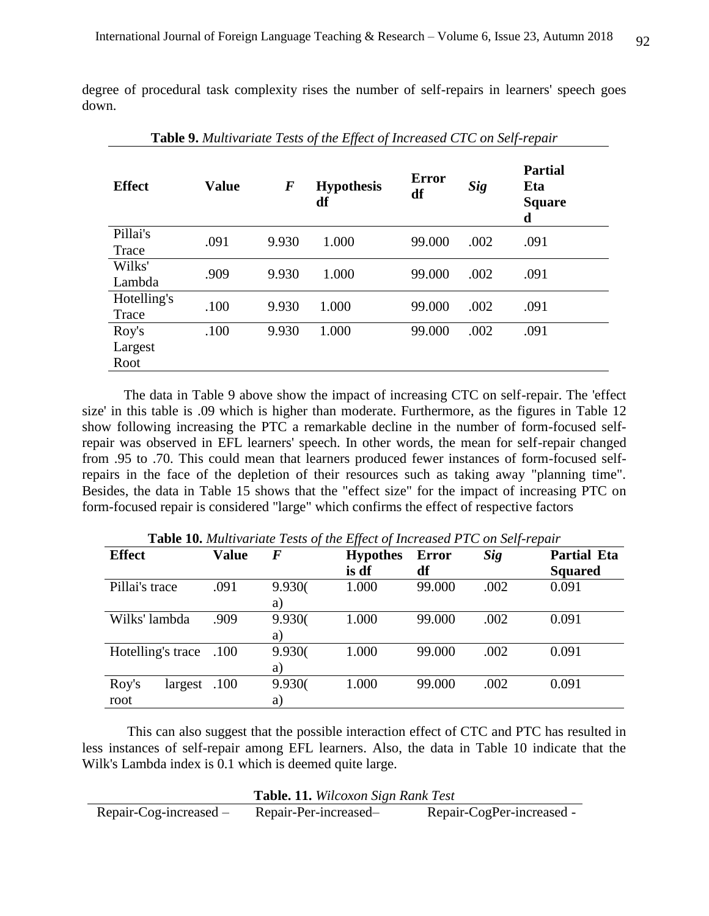degree of procedural task complexity rises the number of self-repairs in learners' speech goes down.

**Table 9.** *Multivariate Tests of the Effect of Increased CTC on Self-repair*

| Effect | Value | *F* | Hypothesis df | Error df | *Sig* | Partial Eta Squared |
|---|---|---|---|---|---|---|
| Pillai's Trace | .091 | 9.930 | 1.000 | 99.000 | .002 | .091 |
| Wilks' Lambda | .909 | 9.930 | 1.000 | 99.000 | .002 | .091 |
| Hotelling's Trace | .100 | 9.930 | 1.000 | 99.000 | .002 | .091 |
| Roy's Largest Root | .100 | 9.930 | 1.000 | 99.000 | .002 | .091 |

The data in Table 9 above show the impact of increasing CTC on self-repair. The 'effect size' in this table is .09 which is higher than moderate. Furthermore, as the figures in Table 12 show following increasing the PTC a remarkable decline in the number of form-focused self-repair was observed in EFL learners' speech. In other words, the mean for self-repair changed from .95 to .70. This could mean that learners produced fewer instances of form-focused self-repairs in the face of the depletion of their resources such as taking away "planning time". Besides, the data in Table 15 shows that the "effect size" for the impact of increasing PTC on form-focused repair is considered "large" which confirms the effect of respective factors

**Table 10.** *Multivariate Tests of the Effect of Increased PTC on Self-repair*

| Effect | Value | *F* | Hypothesis df | Error df | *Sig* | Partial Eta Squared |
|---|---|---|---|---|---|---|
| Pillai's trace | .091 | 9.930(a) | 1.000 | 99.000 | .002 | 0.091 |
| Wilks' lambda | .909 | 9.930(a) | 1.000 | 99.000 | .002 | 0.091 |
| Hotelling's trace | .100 | 9.930(a) | 1.000 | 99.000 | .002 | 0.091 |
| Roy's largest root | .100 | 9.930(a) | 1.000 | 99.000 | .002 | 0.091 |

This can also suggest that the possible interaction effect of CTC and PTC has resulted in less instances of self-repair among EFL learners. Also, the data in Table 10 indicate that the Wilk's Lambda index is 0.1 which is deemed quite large.

**Table. 11.** *Wilcoxon Sign Rank Test*

| Repair-Cog-increased – | Repair-Per-increased– | Repair-CogPer-increased - |
|---|---|---|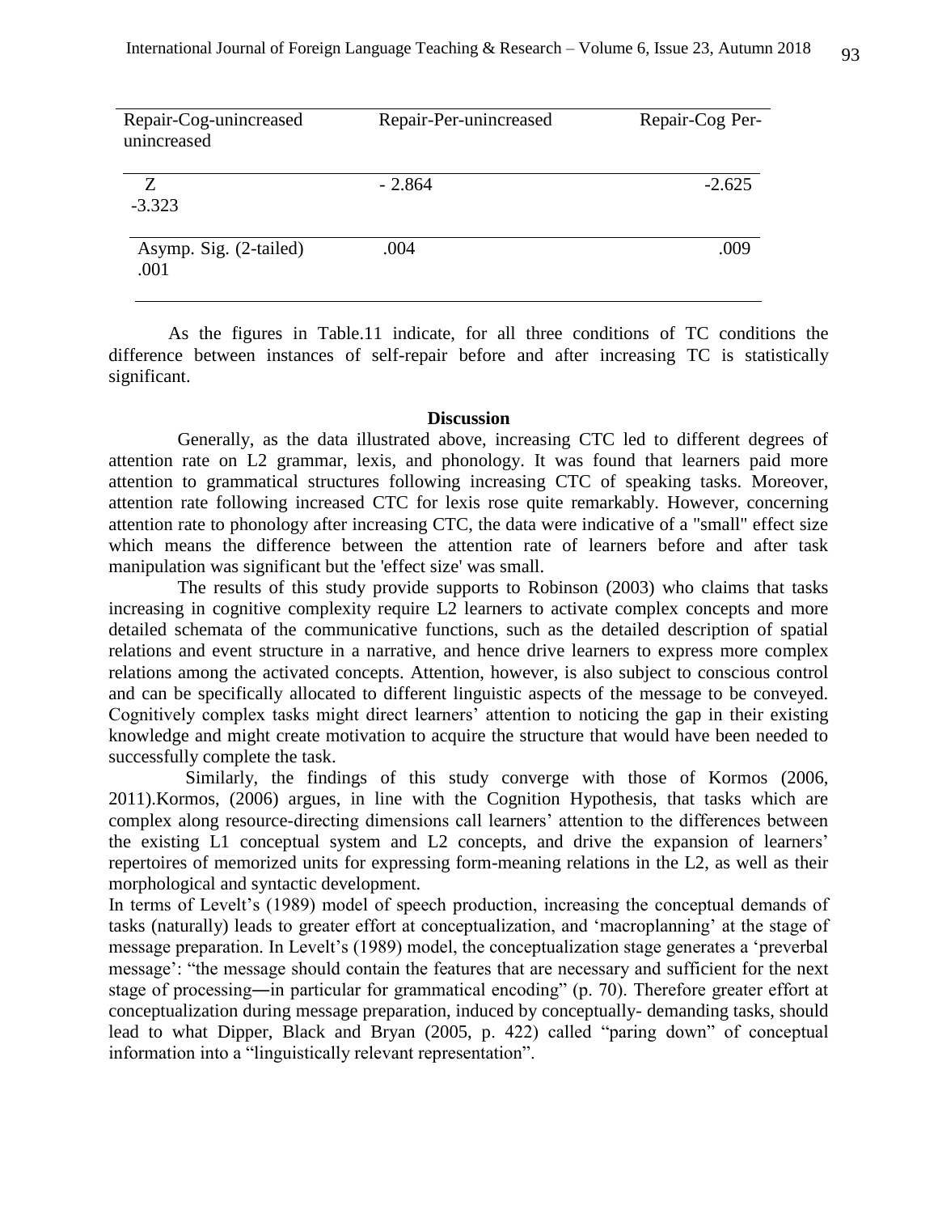| | Repair-Cog-unincreased | Repair-Per-unincreased | Repair-Cog Per-unincreased |
|---|---|---|---|
| Z | -3.323 | - 2.864 | -2.625 |
| Asymp. Sig. (2-tailed) | .001 | .004 | .009 |

As the figures in Table.11 indicate, for all three conditions of TC conditions the difference between instances of self-repair before and after increasing TC is statistically significant.

## Discussion

Generally, as the data illustrated above, increasing CTC led to different degrees of attention rate on L2 grammar, lexis, and phonology. It was found that learners paid more attention to grammatical structures following increasing CTC of speaking tasks. Moreover, attention rate following increased CTC for lexis rose quite remarkably. However, concerning attention rate to phonology after increasing CTC, the data were indicative of a "small" effect size which means the difference between the attention rate of learners before and after task manipulation was significant but the 'effect size' was small.

The results of this study provide supports to Robinson (2003) who claims that tasks increasing in cognitive complexity require L2 learners to activate complex concepts and more detailed schemata of the communicative functions, such as the detailed description of spatial relations and event structure in a narrative, and hence drive learners to express more complex relations among the activated concepts. Attention, however, is also subject to conscious control and can be specifically allocated to different linguistic aspects of the message to be conveyed. Cognitively complex tasks might direct learners' attention to noticing the gap in their existing knowledge and might create motivation to acquire the structure that would have been needed to successfully complete the task.

Similarly, the findings of this study converge with those of Kormos (2006, 2011).Kormos, (2006) argues, in line with the Cognition Hypothesis, that tasks which are complex along resource-directing dimensions call learners' attention to the differences between the existing L1 conceptual system and L2 concepts, and drive the expansion of learners' repertoires of memorized units for expressing form-meaning relations in the L2, as well as their morphological and syntactic development.

In terms of Levelt's (1989) model of speech production, increasing the conceptual demands of tasks (naturally) leads to greater effort at conceptualization, and 'macroplanning' at the stage of message preparation. In Levelt's (1989) model, the conceptualization stage generates a 'preverbal message': "the message should contain the features that are necessary and sufficient for the next stage of processing―in particular for grammatical encoding" (p. 70). Therefore greater effort at conceptualization during message preparation, induced by conceptually- demanding tasks, should lead to what Dipper, Black and Bryan (2005, p. 422) called "paring down" of conceptual information into a "linguistically relevant representation".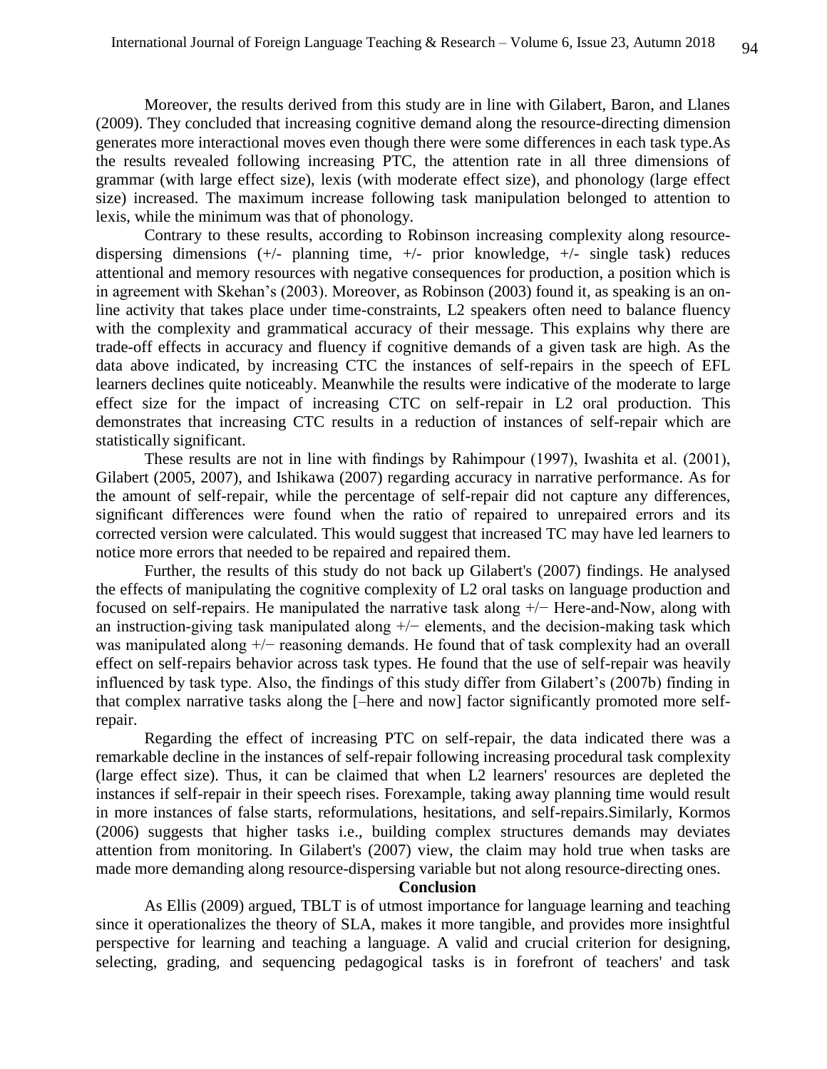Moreover, the results derived from this study are in line with Gilabert, Baron, and Llanes (2009). They concluded that increasing cognitive demand along the resource-directing dimension generates more interactional moves even though there were some differences in each task type.As the results revealed following increasing PTC, the attention rate in all three dimensions of grammar (with large effect size), lexis (with moderate effect size), and phonology (large effect size) increased. The maximum increase following task manipulation belonged to attention to lexis, while the minimum was that of phonology.

Contrary to these results, according to Robinson increasing complexity along resource-dispersing dimensions (+/- planning time, +/- prior knowledge, +/- single task) reduces attentional and memory resources with negative consequences for production, a position which is in agreement with Skehan's (2003). Moreover, as Robinson (2003) found it, as speaking is an on-line activity that takes place under time-constraints, L2 speakers often need to balance fluency with the complexity and grammatical accuracy of their message. This explains why there are trade-off effects in accuracy and fluency if cognitive demands of a given task are high. As the data above indicated, by increasing CTC the instances of self-repairs in the speech of EFL learners declines quite noticeably. Meanwhile the results were indicative of the moderate to large effect size for the impact of increasing CTC on self-repair in L2 oral production. This demonstrates that increasing CTC results in a reduction of instances of self-repair which are statistically significant.

These results are not in line with findings by Rahimpour (1997), Iwashita et al. (2001), Gilabert (2005, 2007), and Ishikawa (2007) regarding accuracy in narrative performance. As for the amount of self-repair, while the percentage of self-repair did not capture any differences, significant differences were found when the ratio of repaired to unrepaired errors and its corrected version were calculated. This would suggest that increased TC may have led learners to notice more errors that needed to be repaired and repaired them.

Further, the results of this study do not back up Gilabert's (2007) findings. He analysed the effects of manipulating the cognitive complexity of L2 oral tasks on language production and focused on self-repairs. He manipulated the narrative task along +/− Here-and-Now, along with an instruction-giving task manipulated along +/− elements, and the decision-making task which was manipulated along +/− reasoning demands. He found that of task complexity had an overall effect on self-repairs behavior across task types. He found that the use of self-repair was heavily influenced by task type. Also, the findings of this study differ from Gilabert's (2007b) finding in that complex narrative tasks along the [–here and now] factor significantly promoted more self-repair.

Regarding the effect of increasing PTC on self-repair, the data indicated there was a remarkable decline in the instances of self-repair following increasing procedural task complexity (large effect size). Thus, it can be claimed that when L2 learners' resources are depleted the instances if self-repair in their speech rises. Forexample, taking away planning time would result in more instances of false starts, reformulations, hesitations, and self-repairs.Similarly, Kormos (2006) suggests that higher tasks i.e., building complex structures demands may deviates attention from monitoring. In Gilabert's (2007) view, the claim may hold true when tasks are made more demanding along resource-dispersing variable but not along resource-directing ones.

## Conclusion

As Ellis (2009) argued, TBLT is of utmost importance for language learning and teaching since it operationalizes the theory of SLA, makes it more tangible, and provides more insightful perspective for learning and teaching a language. A valid and crucial criterion for designing, selecting, grading, and sequencing pedagogical tasks is in forefront of teachers' and task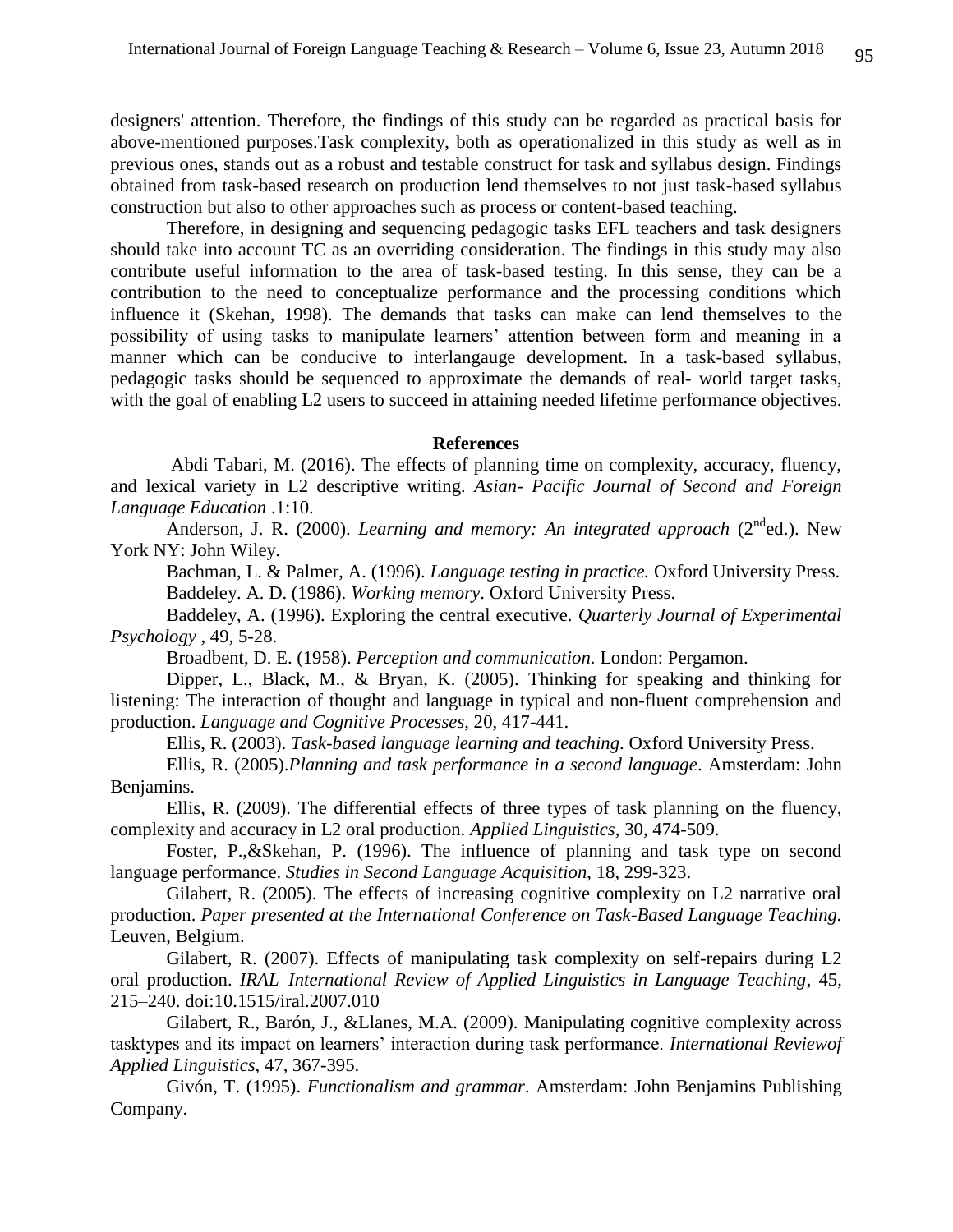designers' attention. Therefore, the findings of this study can be regarded as practical basis for above-mentioned purposes.Task complexity, both as operationalized in this study as well as in previous ones, stands out as a robust and testable construct for task and syllabus design. Findings obtained from task-based research on production lend themselves to not just task-based syllabus construction but also to other approaches such as process or content-based teaching.

Therefore, in designing and sequencing pedagogic tasks EFL teachers and task designers should take into account TC as an overriding consideration. The findings in this study may also contribute useful information to the area of task-based testing. In this sense, they can be a contribution to the need to conceptualize performance and the processing conditions which influence it (Skehan, 1998). The demands that tasks can make can lend themselves to the possibility of using tasks to manipulate learners' attention between form and meaning in a manner which can be conducive to interlangauge development. In a task-based syllabus, pedagogic tasks should be sequenced to approximate the demands of real- world target tasks, with the goal of enabling L2 users to succeed in attaining needed lifetime performance objectives.

## References

Abdi Tabari, M. (2016). The effects of planning time on complexity, accuracy, fluency, and lexical variety in L2 descriptive writing. *Asian- Pacific Journal of Second and Foreign Language Education* .1:10.

Anderson, J. R. (2000). *Learning and memory: An integrated approach* (2nded.). New York NY: John Wiley.

Bachman, L. & Palmer, A. (1996). *Language testing in practice.* Oxford University Press.

Baddeley. A. D. (1986). *Working memory*. Oxford University Press.

Baddeley, A. (1996). Exploring the central executive. *Quarterly Journal of Experimental Psychology* , 49, 5-28.

Broadbent, D. E. (1958). *Perception and communication*. London: Pergamon.

Dipper, L., Black, M., & Bryan, K. (2005). Thinking for speaking and thinking for listening: The interaction of thought and language in typical and non-fluent comprehension and production. *Language and Cognitive Processes*, 20, 417-441.

Ellis, R. (2003). *Task-based language learning and teaching*. Oxford University Press.

Ellis, R. (2005).*Planning and task performance in a second language*. Amsterdam: John Benjamins.

Ellis, R. (2009). The differential effects of three types of task planning on the fluency, complexity and accuracy in L2 oral production. *Applied Linguistics*, 30, 474-509.

Foster, P.,&Skehan, P. (1996). The influence of planning and task type on second language performance. *Studies in Second Language Acquisition*, 18, 299-323.

Gilabert, R. (2005). The effects of increasing cognitive complexity on L2 narrative oral production. *Paper presented at the International Conference on Task-Based Language Teaching.* Leuven, Belgium.

Gilabert, R. (2007). Effects of manipulating task complexity on self-repairs during L2 oral production. *IRAL–International Review of Applied Linguistics in Language Teaching*, 45, 215–240. doi:10.1515/iral.2007.010

Gilabert, R., Barón, J., &Llanes, M.A. (2009). Manipulating cognitive complexity across tasktypes and its impact on learners' interaction during task performance. *International Reviewof Applied Linguistics*, 47, 367-395.

Givón, T. (1995). *Functionalism and grammar*. Amsterdam: John Benjamins Publishing Company.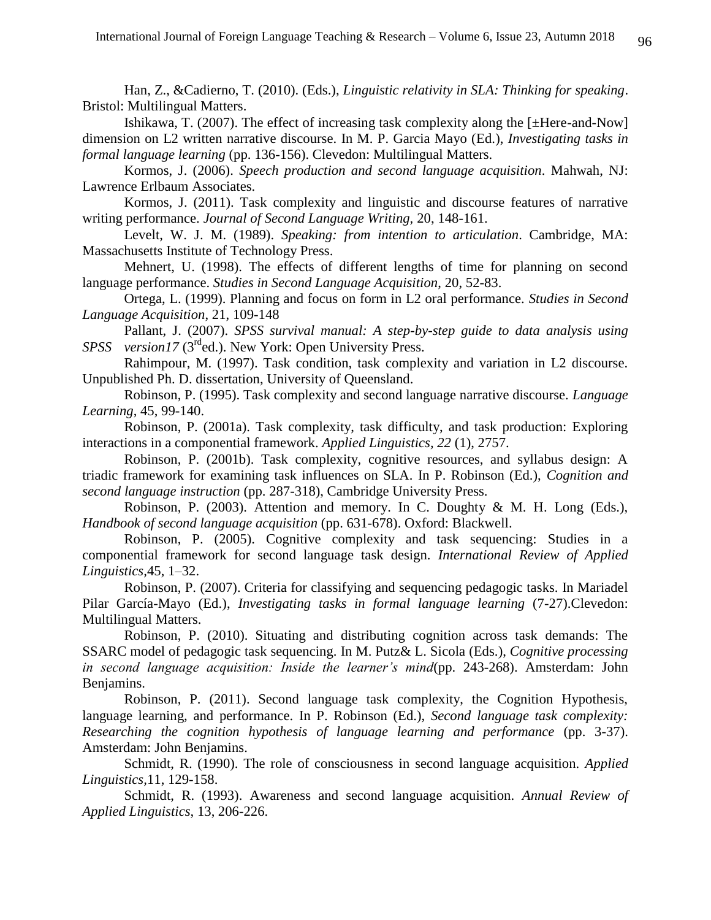Han, Z., &Cadierno, T. (2010). (Eds.), *Linguistic relativity in SLA: Thinking for speaking*. Bristol: Multilingual Matters.

Ishikawa, T. (2007). The effect of increasing task complexity along the [±Here-and-Now] dimension on L2 written narrative discourse. In M. P. Garcia Mayo (Ed.), *Investigating tasks in formal language learning* (pp. 136-156). Clevedon: Multilingual Matters.

Kormos, J. (2006). *Speech production and second language acquisition*. Mahwah, NJ: Lawrence Erlbaum Associates.

Kormos, J. (2011). Task complexity and linguistic and discourse features of narrative writing performance. *Journal of Second Language Writing,* 20, 148-161.

Levelt, W. J. M. (1989). *Speaking: from intention to articulation*. Cambridge, MA: Massachusetts Institute of Technology Press.

Mehnert, U. (1998). The effects of different lengths of time for planning on second language performance. *Studies in Second Language Acquisition*, 20, 52-83.

Ortega, L. (1999). Planning and focus on form in L2 oral performance. *Studies in Second Language Acquisition*, 21, 109-148

Pallant, J. (2007). *SPSS survival manual: A step-by-step guide to data analysis using SPSS version17* (3rd ed.). New York: Open University Press.

Rahimpour, M. (1997). Task condition, task complexity and variation in L2 discourse. Unpublished Ph. D. dissertation, University of Queensland.

Robinson, P. (1995). Task complexity and second language narrative discourse. *Language Learning*, 45, 99-140.

Robinson, P. (2001a). Task complexity, task difficulty, and task production: Exploring interactions in a componential framework. *Applied Linguistics, 22* (1), 2757.

Robinson, P. (2001b). Task complexity, cognitive resources, and syllabus design: A triadic framework for examining task influences on SLA. In P. Robinson (Ed.), *Cognition and second language instruction* (pp. 287-318), Cambridge University Press.

Robinson, P. (2003). Attention and memory. In C. Doughty & M. H. Long (Eds.), *Handbook of second language acquisition* (pp. 631-678). Oxford: Blackwell.

Robinson, P. (2005). Cognitive complexity and task sequencing: Studies in a componential framework for second language task design. *International Review of Applied Linguistics*,45, 1–32.

Robinson, P. (2007). Criteria for classifying and sequencing pedagogic tasks. In Mariadel Pilar García-Mayo (Ed.), *Investigating tasks in formal language learning* (7-27).Clevedon: Multilingual Matters.

Robinson, P. (2010). Situating and distributing cognition across task demands: The SSARC model of pedagogic task sequencing. In M. Putz& L. Sicola (Eds.), *Cognitive processing in second language acquisition: Inside the learner's mind*(pp. 243-268). Amsterdam: John Benjamins.

Robinson, P. (2011). Second language task complexity, the Cognition Hypothesis, language learning, and performance. In P. Robinson (Ed.), *Second language task complexity: Researching the cognition hypothesis of language learning and performance* (pp. 3-37). Amsterdam: John Benjamins.

Schmidt, R. (1990). The role of consciousness in second language acquisition. *Applied Linguistics*,11, 129-158.

Schmidt, R. (1993). Awareness and second language acquisition. *Annual Review of Applied Linguistics*, 13, 206-226.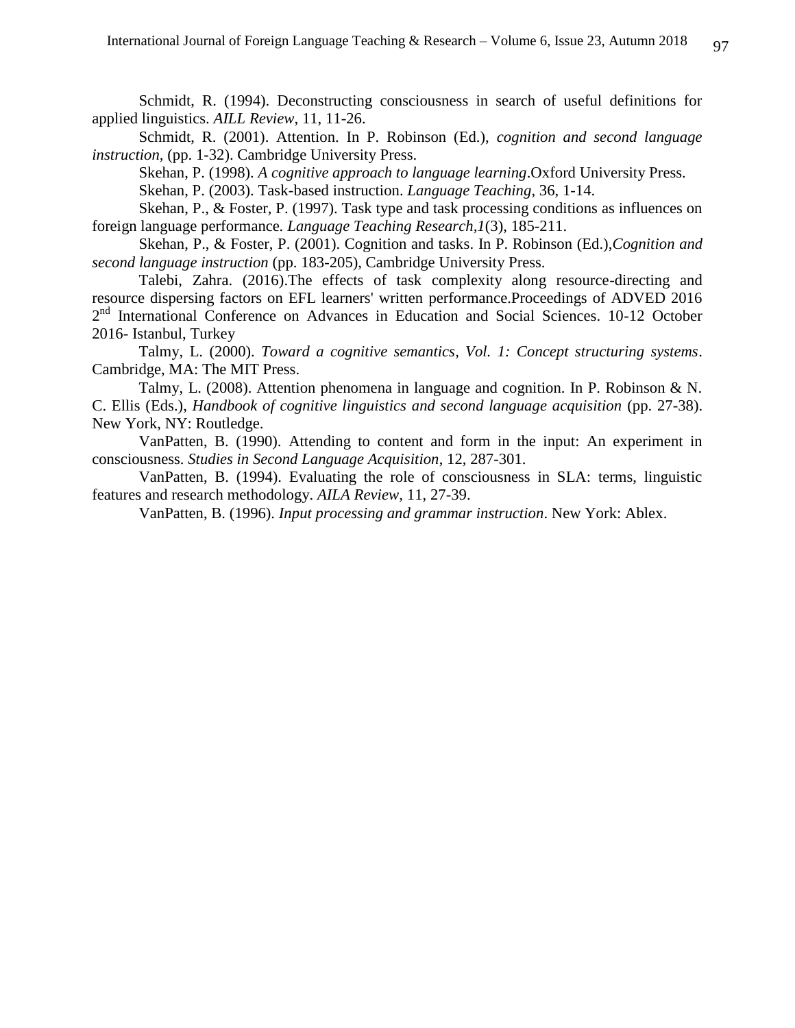Schmidt, R. (1994). Deconstructing consciousness in search of useful definitions for applied linguistics. *AILL Review*, 11, 11-26.

Schmidt, R. (2001). Attention. In P. Robinson (Ed.), *cognition and second language instruction*, (pp. 1-32). Cambridge University Press.

Skehan, P. (1998). *A cognitive approach to language learning*.Oxford University Press.

Skehan, P. (2003). Task-based instruction. *Language Teaching*, 36, 1-14.

Skehan, P., & Foster, P. (1997). Task type and task processing conditions as influences on foreign language performance. *Language Teaching Research,1*(3), 185-211.

Skehan, P., & Foster, P. (2001). Cognition and tasks. In P. Robinson (Ed.),*Cognition and second language instruction* (pp. 183-205), Cambridge University Press.

Talebi, Zahra. (2016).The effects of task complexity along resource-directing and resource dispersing factors on EFL learners' written performance.Proceedings of ADVED 2016 2nd International Conference on Advances in Education and Social Sciences. 10-12 October 2016- Istanbul, Turkey

Talmy, L. (2000). *Toward a cognitive semantics, Vol. 1: Concept structuring systems*. Cambridge, MA: The MIT Press.

Talmy, L. (2008). Attention phenomena in language and cognition. In P. Robinson & N. C. Ellis (Eds.), *Handbook of cognitive linguistics and second language acquisition* (pp. 27-38). New York, NY: Routledge.

VanPatten, B. (1990). Attending to content and form in the input: An experiment in consciousness. *Studies in Second Language Acquisition*, 12, 287-301.

VanPatten, B. (1994). Evaluating the role of consciousness in SLA: terms, linguistic features and research methodology. *AILA Review*, 11, 27-39.

VanPatten, B. (1996). *Input processing and grammar instruction*. New York: Ablex.